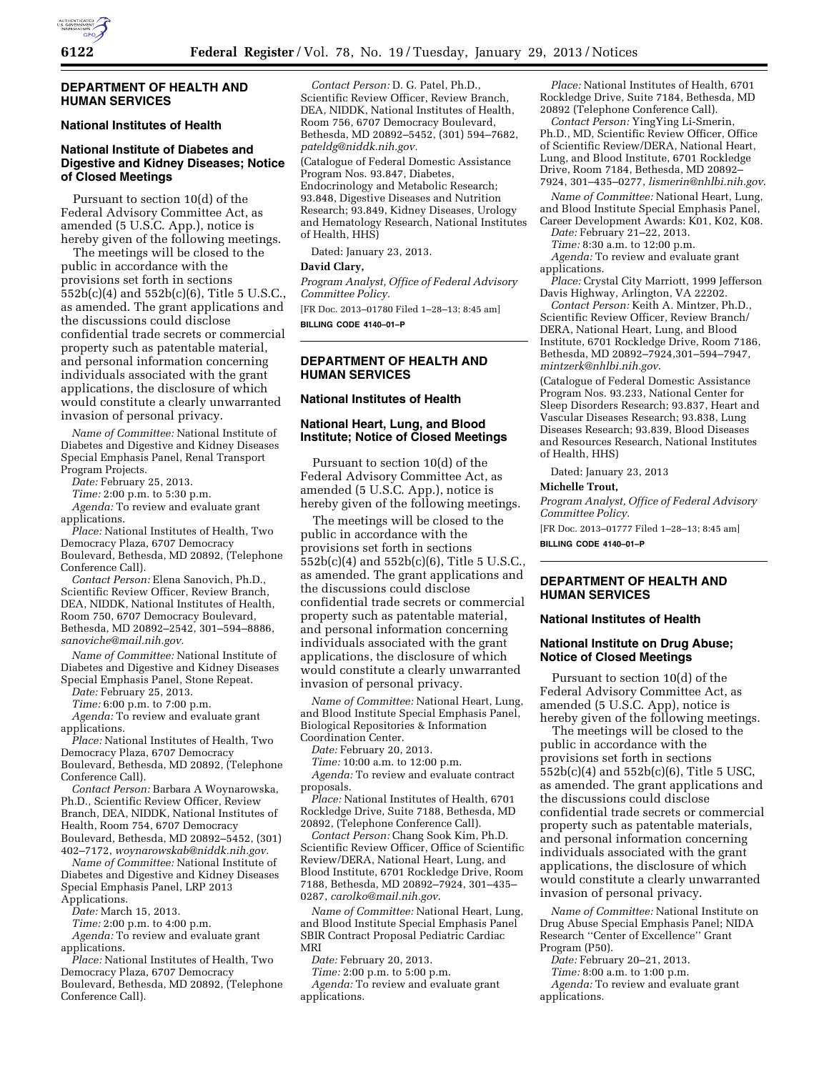## DEPARTMENT OF HEALTH AND HUMAN SERVICES

### National Institutes of Health

### National Institute of Diabetes and Digestive and Kidney Diseases; Notice of Closed Meetings

Pursuant to section 10(d) of the Federal Advisory Committee Act, as amended (5 U.S.C. App.), notice is hereby given of the following meetings.

The meetings will be closed to the public in accordance with the provisions set forth in sections 552b(c)(4) and 552b(c)(6), Title 5 U.S.C., as amended. The grant applications and the discussions could disclose confidential trade secrets or commercial property such as patentable material, and personal information concerning individuals associated with the grant applications, the disclosure of which would constitute a clearly unwarranted invasion of personal privacy.

*Name of Committee:* National Institute of Diabetes and Digestive and Kidney Diseases Special Emphasis Panel, Renal Transport Program Projects.

*Date:* February 25, 2013.

*Time:* 2:00 p.m. to 5:30 p.m.

*Agenda:* To review and evaluate grant applications.

*Place:* National Institutes of Health, Two Democracy Plaza, 6707 Democracy Boulevard, Bethesda, MD 20892, (Telephone Conference Call).

*Contact Person:* Elena Sanovich, Ph.D., Scientific Review Officer, Review Branch, DEA, NIDDK, National Institutes of Health, Room 750, 6707 Democracy Boulevard, Bethesda, MD 20892–2542, 301–594–8886, *sanoviche@mail.nih.gov.*

*Name of Committee:* National Institute of Diabetes and Digestive and Kidney Diseases Special Emphasis Panel, Stone Repeat.

*Date:* February 25, 2013.

*Time:* 6:00 p.m. to 7:00 p.m.

*Agenda:* To review and evaluate grant applications.

*Place:* National Institutes of Health, Two Democracy Plaza, 6707 Democracy Boulevard, Bethesda, MD 20892, (Telephone Conference Call).

*Contact Person:* Barbara A Woynarowska, Ph.D., Scientific Review Officer, Review Branch, DEA, NIDDK, National Institutes of Health, Room 754, 6707 Democracy Boulevard, Bethesda, MD 20892–5452, (301) 402–7172, *woynarowskab@niddk.nih.gov.*

*Name of Committee:* National Institute of Diabetes and Digestive and Kidney Diseases Special Emphasis Panel, LRP 2013 Applications.

*Date:* March 15, 2013.

*Time:* 2:00 p.m. to 4:00 p.m.

*Agenda:* To review and evaluate grant applications.

*Place:* National Institutes of Health, Two Democracy Plaza, 6707 Democracy Boulevard, Bethesda, MD 20892, (Telephone Conference Call).

*Contact Person:* D. G. Patel, Ph.D., Scientific Review Officer, Review Branch, DEA, NIDDK, National Institutes of Health, Room 756, 6707 Democracy Boulevard, Bethesda, MD 20892–5452, (301) 594–7682, *pateldg@niddk.nih.gov.*

(Catalogue of Federal Domestic Assistance Program Nos. 93.847, Diabetes, Endocrinology and Metabolic Research; 93.848, Digestive Diseases and Nutrition Research; 93.849, Kidney Diseases, Urology and Hematology Research, National Institutes of Health, HHS)

Dated: January 23, 2013.

**David Clary,**

*Program Analyst, Office of Federal Advisory Committee Policy.*

[FR Doc. 2013–01780 Filed 1–28–13; 8:45 am]

**BILLING CODE 4140–01–P**

## DEPARTMENT OF HEALTH AND HUMAN SERVICES

### National Institutes of Health

### National Heart, Lung, and Blood Institute; Notice of Closed Meetings

Pursuant to section 10(d) of the Federal Advisory Committee Act, as amended (5 U.S.C. App.), notice is hereby given of the following meetings.

The meetings will be closed to the public in accordance with the provisions set forth in sections 552b(c)(4) and 552b(c)(6), Title 5 U.S.C., as amended. The grant applications and the discussions could disclose confidential trade secrets or commercial property such as patentable material, and personal information concerning individuals associated with the grant applications, the disclosure of which would constitute a clearly unwarranted invasion of personal privacy.

*Name of Committee:* National Heart, Lung, and Blood Institute Special Emphasis Panel, Biological Repositories & Information Coordination Center.

*Date:* February 20, 2013.

*Time:* 10:00 a.m. to 12:00 p.m.

*Agenda:* To review and evaluate contract proposals.

*Place:* National Institutes of Health, 6701 Rockledge Drive, Suite 7188, Bethesda, MD 20892, (Telephone Conference Call).

*Contact Person:* Chang Sook Kim, Ph.D. Scientific Review Officer, Office of Scientific Review/DERA, National Heart, Lung, and Blood Institute, 6701 Rockledge Drive, Room 7188, Bethesda, MD 20892–7924, 301–435–0287, *carolko@mail.nih.gov*.

*Name of Committee:* National Heart, Lung, and Blood Institute Special Emphasis Panel SBIR Contract Proposal Pediatric Cardiac MRI

*Date:* February 20, 2013.

*Time:* 2:00 p.m. to 5:00 p.m.

*Agenda:* To review and evaluate grant applications.

*Place:* National Institutes of Health, 6701 Rockledge Drive, Suite 7184, Bethesda, MD 20892 (Telephone Conference Call).

*Contact Person:* YingYing Li-Smerin, Ph.D., MD, Scientific Review Officer, Office of Scientific Review/DERA, National Heart, Lung, and Blood Institute, 6701 Rockledge Drive, Room 7184, Bethesda, MD 20892–7924, 301–435–0277, *lismerin@nhlbi.nih.gov*.

*Name of Committee:* National Heart, Lung, and Blood Institute Special Emphasis Panel, Career Development Awards: K01, K02, K08.

*Date:* February 21–22, 2013.

*Time:* 8:30 a.m. to 12:00 p.m.

*Agenda:* To review and evaluate grant applications.

*Place:* Crystal City Marriott, 1999 Jefferson Davis Highway, Arlington, VA 22202.

*Contact Person:* Keith A. Mintzer, Ph.D., Scientific Review Officer, Review Branch/DERA, National Heart, Lung, and Blood Institute, 6701 Rockledge Drive, Room 7186, Bethesda, MD 20892–7924,301–594–7947, *mintzerk@nhlbi.nih.gov*.

(Catalogue of Federal Domestic Assistance Program Nos. 93.233, National Center for Sleep Disorders Research; 93.837, Heart and Vascular Diseases Research; 93.838, Lung Diseases Research; 93.839, Blood Diseases and Resources Research, National Institutes of Health, HHS)

Dated: January 23, 2013

**Michelle Trout,**

*Program Analyst, Office of Federal Advisory Committee Policy.*

[FR Doc. 2013–01777 Filed 1–28–13; 8:45 am]

**BILLING CODE 4140–01–P**

## DEPARTMENT OF HEALTH AND HUMAN SERVICES

### National Institutes of Health

### National Institute on Drug Abuse; Notice of Closed Meetings

Pursuant to section 10(d) of the Federal Advisory Committee Act, as amended (5 U.S.C. App), notice is hereby given of the following meetings.

The meetings will be closed to the public in accordance with the provisions set forth in sections 552b(c)(4) and 552b(c)(6), Title 5 USC, as amended. The grant applications and the discussions could disclose confidential trade secrets or commercial property such as patentable materials, and personal information concerning individuals associated with the grant applications, the disclosure of which would constitute a clearly unwarranted invasion of personal privacy.

*Name of Committee:* National Institute on Drug Abuse Special Emphasis Panel; NIDA Research ''Center of Excellence'' Grant Program (P50).

*Date:* February 20–21, 2013.

*Time:* 8:00 a.m. to 1:00 p.m.

*Agenda:* To review and evaluate grant applications.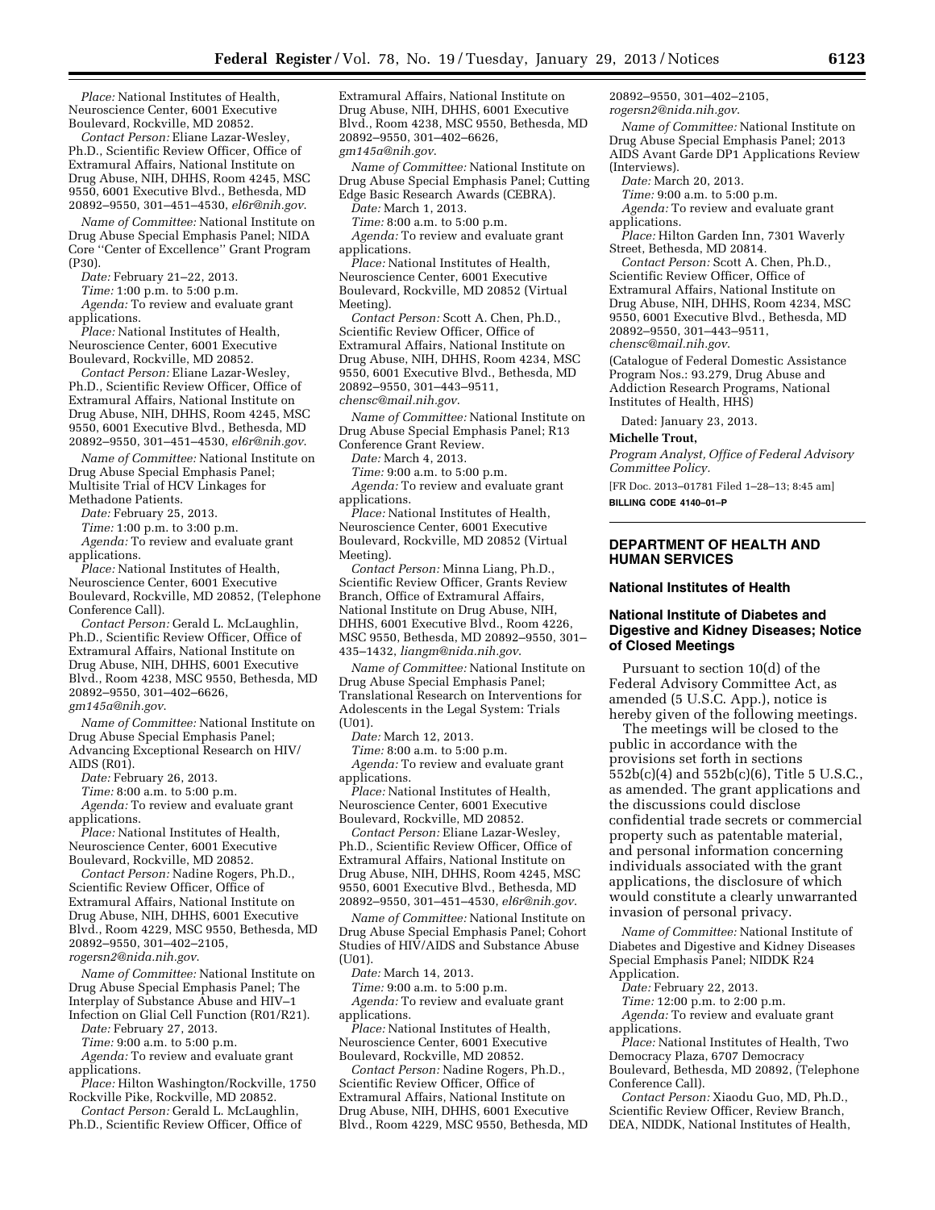*Place:* National Institutes of Health, Neuroscience Center, 6001 Executive Boulevard, Rockville, MD 20852.

*Contact Person:* Eliane Lazar-Wesley, Ph.D., Scientific Review Officer, Office of Extramural Affairs, National Institute on Drug Abuse, NIH, DHHS, Room 4245, MSC 9550, 6001 Executive Blvd., Bethesda, MD 20892–9550, 301–451–4530, *el6r@nih.gov*.

*Name of Committee:* National Institute on Drug Abuse Special Emphasis Panel; NIDA Core ''Center of Excellence'' Grant Program (P30).

*Date:* February 21–22, 2013.

*Time:* 1:00 p.m. to 5:00 p.m.

*Agenda:* To review and evaluate grant applications.

*Place:* National Institutes of Health, Neuroscience Center, 6001 Executive Boulevard, Rockville, MD 20852.

*Contact Person:* Eliane Lazar-Wesley, Ph.D., Scientific Review Officer, Office of Extramural Affairs, National Institute on Drug Abuse, NIH, DHHS, Room 4245, MSC 9550, 6001 Executive Blvd., Bethesda, MD 20892–9550, 301–451–4530, *el6r@nih.gov*.

*Name of Committee:* National Institute on Drug Abuse Special Emphasis Panel; Multisite Trial of HCV Linkages for Methadone Patients.

*Date:* February 25, 2013.

*Time:* 1:00 p.m. to 3:00 p.m.

*Agenda:* To review and evaluate grant applications.

*Place:* National Institutes of Health, Neuroscience Center, 6001 Executive Boulevard, Rockville, MD 20852, (Telephone Conference Call).

*Contact Person:* Gerald L. McLaughlin, Ph.D., Scientific Review Officer, Office of Extramural Affairs, National Institute on Drug Abuse, NIH, DHHS, 6001 Executive Blvd., Room 4238, MSC 9550, Bethesda, MD 20892–9550, 301–402–6626, *gm145a@nih.gov*.

*Name of Committee:* National Institute on Drug Abuse Special Emphasis Panel; Advancing Exceptional Research on HIV/AIDS (R01).

*Date:* February 26, 2013.

*Time:* 8:00 a.m. to 5:00 p.m.

*Agenda:* To review and evaluate grant applications.

*Place:* National Institutes of Health, Neuroscience Center, 6001 Executive Boulevard, Rockville, MD 20852.

*Contact Person:* Nadine Rogers, Ph.D., Scientific Review Officer, Office of Extramural Affairs, National Institute on Drug Abuse, NIH, DHHS, 6001 Executive Blvd., Room 4229, MSC 9550, Bethesda, MD 20892–9550, 301–402–2105, *rogersn2@nida.nih.gov*.

*Name of Committee:* National Institute on Drug Abuse Special Emphasis Panel; The Interplay of Substance Abuse and HIV–1 Infection on Glial Cell Function (R01/R21).

*Date:* February 27, 2013.

*Time:* 9:00 a.m. to 5:00 p.m.

*Agenda:* To review and evaluate grant applications.

*Place:* Hilton Washington/Rockville, 1750 Rockville Pike, Rockville, MD 20852.

*Contact Person:* Gerald L. McLaughlin, Ph.D., Scientific Review Officer, Office of Extramural Affairs, National Institute on Drug Abuse, NIH, DHHS, 6001 Executive Blvd., Room 4238, MSC 9550, Bethesda, MD 20892–9550, 301–402–6626, *gm145a@nih.gov*.

*Name of Committee:* National Institute on Drug Abuse Special Emphasis Panel; Cutting Edge Basic Research Awards (CEBRA).

*Date:* March 1, 2013.

*Time:* 8:00 a.m. to 5:00 p.m.

*Agenda:* To review and evaluate grant applications.

*Place:* National Institutes of Health, Neuroscience Center, 6001 Executive Boulevard, Rockville, MD 20852 (Virtual Meeting).

*Contact Person:* Scott A. Chen, Ph.D., Scientific Review Officer, Office of Extramural Affairs, National Institute on Drug Abuse, NIH, DHHS, Room 4234, MSC 9550, 6001 Executive Blvd., Bethesda, MD 20892–9550, 301–443–9511, *chensc@mail.nih.gov*.

*Name of Committee:* National Institute on Drug Abuse Special Emphasis Panel; R13 Conference Grant Review.

*Date:* March 4, 2013.

*Time:* 9:00 a.m. to 5:00 p.m.

*Agenda:* To review and evaluate grant applications.

*Place:* National Institutes of Health, Neuroscience Center, 6001 Executive Boulevard, Rockville, MD 20852 (Virtual Meeting).

*Contact Person:* Minna Liang, Ph.D., Scientific Review Officer, Grants Review Branch, Office of Extramural Affairs, National Institute on Drug Abuse, NIH, DHHS, 6001 Executive Blvd., Room 4226, MSC 9550, Bethesda, MD 20892–9550, 301–435–1432, *liangm@nida.nih.gov*.

*Name of Committee:* National Institute on Drug Abuse Special Emphasis Panel; Translational Research on Interventions for Adolescents in the Legal System: Trials (U01).

*Date:* March 12, 2013.

*Time:* 8:00 a.m. to 5:00 p.m.

*Agenda:* To review and evaluate grant applications.

*Place:* National Institutes of Health, Neuroscience Center, 6001 Executive Boulevard, Rockville, MD 20852.

*Contact Person:* Eliane Lazar-Wesley, Ph.D., Scientific Review Officer, Office of Extramural Affairs, National Institute on Drug Abuse, NIH, DHHS, Room 4245, MSC 9550, 6001 Executive Blvd., Bethesda, MD 20892–9550, 301–451–4530, *el6r@nih.gov*.

*Name of Committee:* National Institute on Drug Abuse Special Emphasis Panel; Cohort Studies of HIV/AIDS and Substance Abuse (U01).

*Date:* March 14, 2013.

*Time:* 9:00 a.m. to 5:00 p.m.

*Agenda:* To review and evaluate grant applications.

*Place:* National Institutes of Health, Neuroscience Center, 6001 Executive Boulevard, Rockville, MD 20852.

*Contact Person:* Nadine Rogers, Ph.D., Scientific Review Officer, Office of Extramural Affairs, National Institute on Drug Abuse, NIH, DHHS, 6001 Executive Blvd., Room 4229, MSC 9550, Bethesda, MD 20892–9550, 301–402–2105, *rogersn2@nida.nih.gov*.

*Name of Committee:* National Institute on Drug Abuse Special Emphasis Panel; 2013 AIDS Avant Garde DP1 Applications Review (Interviews).

*Date:* March 20, 2013.

*Time:* 9:00 a.m. to 5:00 p.m.

*Agenda:* To review and evaluate grant applications.

*Place:* Hilton Garden Inn, 7301 Waverly Street, Bethesda, MD 20814.

*Contact Person:* Scott A. Chen, Ph.D., Scientific Review Officer, Office of Extramural Affairs, National Institute on Drug Abuse, NIH, DHHS, Room 4234, MSC 9550, 6001 Executive Blvd., Bethesda, MD 20892–9550, 301–443–9511, *chensc@mail.nih.gov*.

(Catalogue of Federal Domestic Assistance Program Nos.: 93.279, Drug Abuse and Addiction Research Programs, National Institutes of Health, HHS)

Dated: January 23, 2013.

**Michelle Trout,**

*Program Analyst, Office of Federal Advisory Committee Policy.*

[FR Doc. 2013–01781 Filed 1–28–13; 8:45 am]

**BILLING CODE 4140–01–P**

---

## DEPARTMENT OF HEALTH AND HUMAN SERVICES

### National Institutes of Health

### National Institute of Diabetes and Digestive and Kidney Diseases; Notice of Closed Meetings

Pursuant to section 10(d) of the Federal Advisory Committee Act, as amended (5 U.S.C. App.), notice is hereby given of the following meetings.

The meetings will be closed to the public in accordance with the provisions set forth in sections 552b(c)(4) and 552b(c)(6), Title 5 U.S.C., as amended. The grant applications and the discussions could disclose confidential trade secrets or commercial property such as patentable material, and personal information concerning individuals associated with the grant applications, the disclosure of which would constitute a clearly unwarranted invasion of personal privacy.

*Name of Committee:* National Institute of Diabetes and Digestive and Kidney Diseases Special Emphasis Panel; NIDDK R24 Application.

*Date:* February 22, 2013.

*Time:* 12:00 p.m. to 2:00 p.m.

*Agenda:* To review and evaluate grant applications.

*Place:* National Institutes of Health, Two Democracy Plaza, 6707 Democracy Boulevard, Bethesda, MD 20892, (Telephone Conference Call).

*Contact Person:* Xiaodu Guo, MD, Ph.D., Scientific Review Officer, Review Branch, DEA, NIDDK, National Institutes of Health,